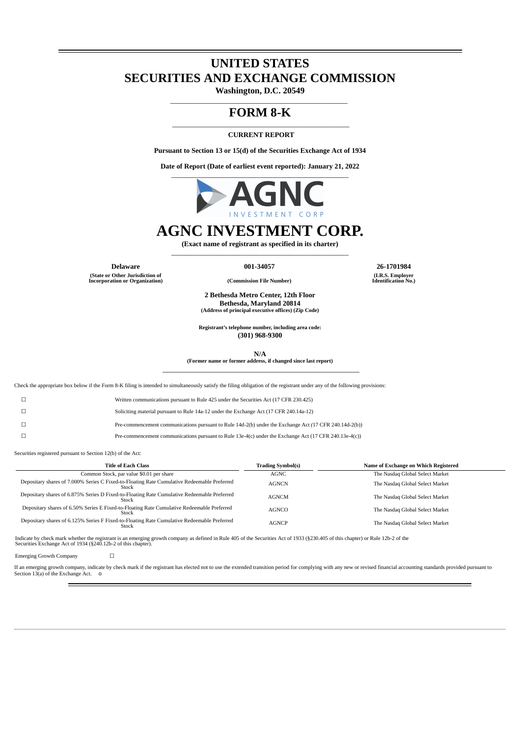# UNITED STATES
# SECURITIES AND EXCHANGE COMMISSION

**Washington, D.C. 20549**

# FORM 8-K

**CURRENT REPORT**

**Pursuant to Section 13 or 15(d) of the Securities Exchange Act of 1934**

**Date of Report (Date of earliest event reported): January 21, 2022**

# AGNC INVESTMENT CORP.

**(Exact name of registrant as specified in its charter)**

| **Delaware** | **001-34057** | **26-1701984** |
|---|---|---|
| **(State or Other Jurisdiction of Incorporation or Organization)** | **(Commission File Number)** | **(I.R.S. Employer Identification No.)** |

**2 Bethesda Metro Center, 12th Floor**
**Bethesda, Maryland 20814**
**(Address of principal executive offices) (Zip Code)**

**Registrant's telephone number, including area code:**
**(301) 968-9300**

**N/A**
**(Former name or former address, if changed since last report)**

Check the appropriate box below if the Form 8-K filing is intended to simultaneously satisfy the filing obligation of the registrant under any of the following provisions:

☐ Written communications pursuant to Rule 425 under the Securities Act (17 CFR 230.425)

☐ Soliciting material pursuant to Rule 14a-12 under the Exchange Act (17 CFR 240.14a-12)

☐ Pre-commencement communications pursuant to Rule 14d-2(b) under the Exchange Act (17 CFR 240.14d-2(b))

☐ Pre-commencement communications pursuant to Rule 13e-4(c) under the Exchange Act (17 CFR 240.13e-4(c))

Securities registered pursuant to Section 12(b) of the Act:

| Title of Each Class | Trading Symbol(s) | Name of Exchange on Which Registered |
|---|---|---|
| Common Stock, par value $0.01 per share | AGNC | The Nasdaq Global Select Market |
| Depositary shares of 7.000% Series C Fixed-to-Floating Rate Cumulative Redeemable Preferred Stock | AGNCN | The Nasdaq Global Select Market |
| Depositary shares of 6.875% Series D Fixed-to-Floating Rate Cumulative Redeemable Preferred Stock | AGNCM | The Nasdaq Global Select Market |
| Depositary shares of 6.50% Series E Fixed-to-Floating Rate Cumulative Redeemable Preferred Stock | AGNCO | The Nasdaq Global Select Market |
| Depositary shares of 6.125% Series F Fixed-to-Floating Rate Cumulative Redeemable Preferred Stock | AGNCP | The Nasdaq Global Select Market |

Indicate by check mark whether the registrant is an emerging growth company as defined in Rule 405 of the Securities Act of 1933 (§230.405 of this chapter) or Rule 12b-2 of the Securities Exchange Act of 1934 (§240.12b-2 of this chapter).

Emerging Growth Company ☐

If an emerging growth company, indicate by check mark if the registrant has elected not to use the extended transition period for complying with any new or revised financial accounting standards provided pursuant to Section 13(a) of the Exchange Act. o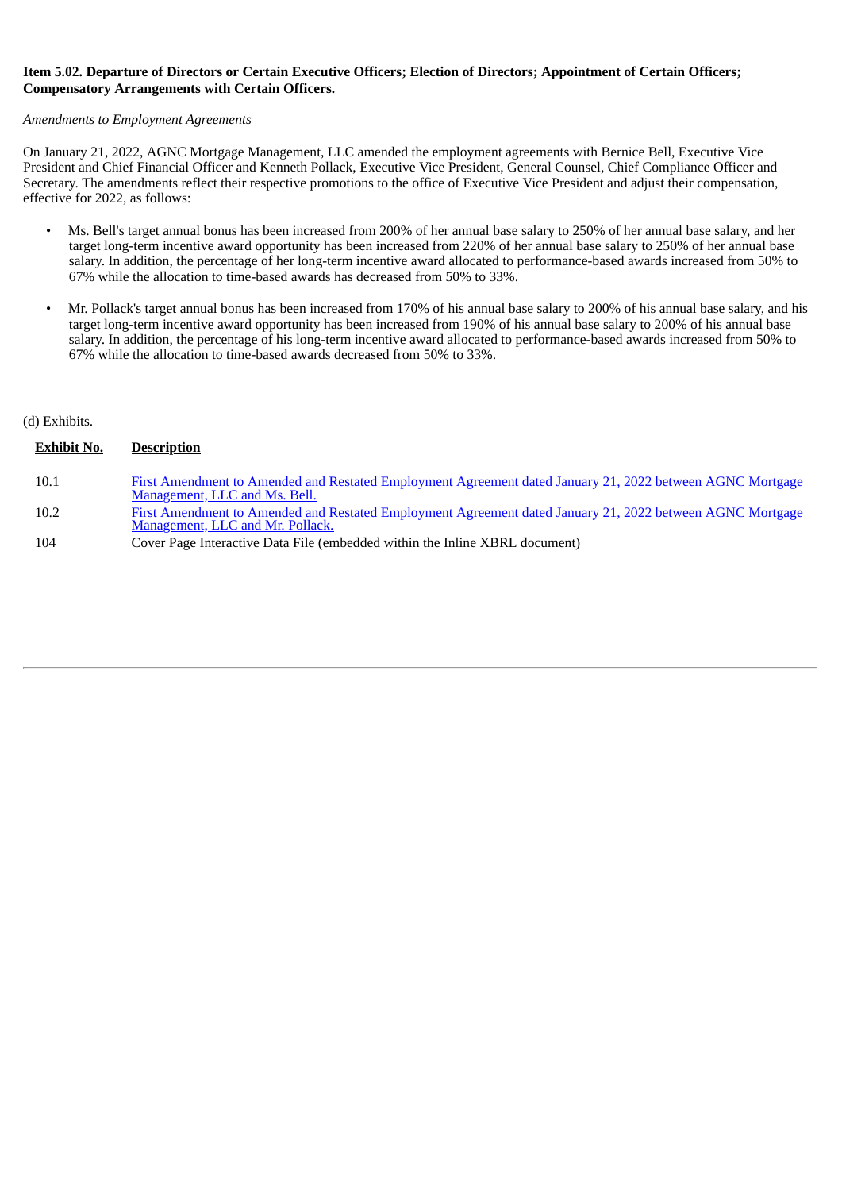**Item 5.02. Departure of Directors or Certain Executive Officers; Election of Directors; Appointment of Certain Officers; Compensatory Arrangements with Certain Officers.**

*Amendments to Employment Agreements*

On January 21, 2022, AGNC Mortgage Management, LLC amended the employment agreements with Bernice Bell, Executive Vice President and Chief Financial Officer and Kenneth Pollack, Executive Vice President, General Counsel, Chief Compliance Officer and Secretary. The amendments reflect their respective promotions to the office of Executive Vice President and adjust their compensation, effective for 2022, as follows:

- Ms. Bell's target annual bonus has been increased from 200% of her annual base salary to 250% of her annual base salary, and her target long-term incentive award opportunity has been increased from 220% of her annual base salary to 250% of her annual base salary. In addition, the percentage of her long-term incentive award allocated to performance-based awards increased from 50% to 67% while the allocation to time-based awards has decreased from 50% to 33%.

- Mr. Pollack's target annual bonus has been increased from 170% of his annual base salary to 200% of his annual base salary, and his target long-term incentive award opportunity has been increased from 190% of his annual base salary to 200% of his annual base salary. In addition, the percentage of his long-term incentive award allocated to performance-based awards increased from 50% to 67% while the allocation to time-based awards decreased from 50% to 33%.

(d) Exhibits.

| Exhibit No. | Description |
|---|---|
| 10.1 | First Amendment to Amended and Restated Employment Agreement dated January 21, 2022 between AGNC Mortgage Management, LLC and Ms. Bell. |
| 10.2 | First Amendment to Amended and Restated Employment Agreement dated January 21, 2022 between AGNC Mortgage Management, LLC and Mr. Pollack. |
| 104 | Cover Page Interactive Data File (embedded within the Inline XBRL document) |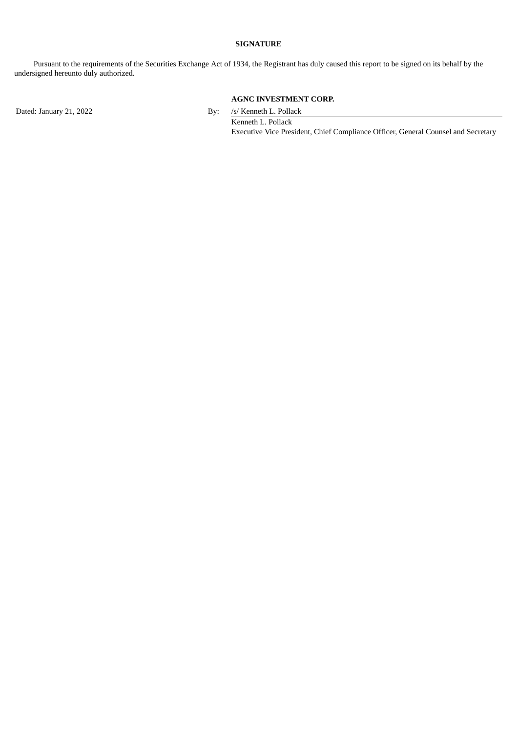**SIGNATURE**

Pursuant to the requirements of the Securities Exchange Act of 1934, the Registrant has duly caused this report to be signed on its behalf by the undersigned hereunto duly authorized.

**AGNC INVESTMENT CORP.**

Dated: January 21, 2022

By: /s/ Kenneth L. Pollack

Kenneth L. Pollack
Executive Vice President, Chief Compliance Officer, General Counsel and Secretary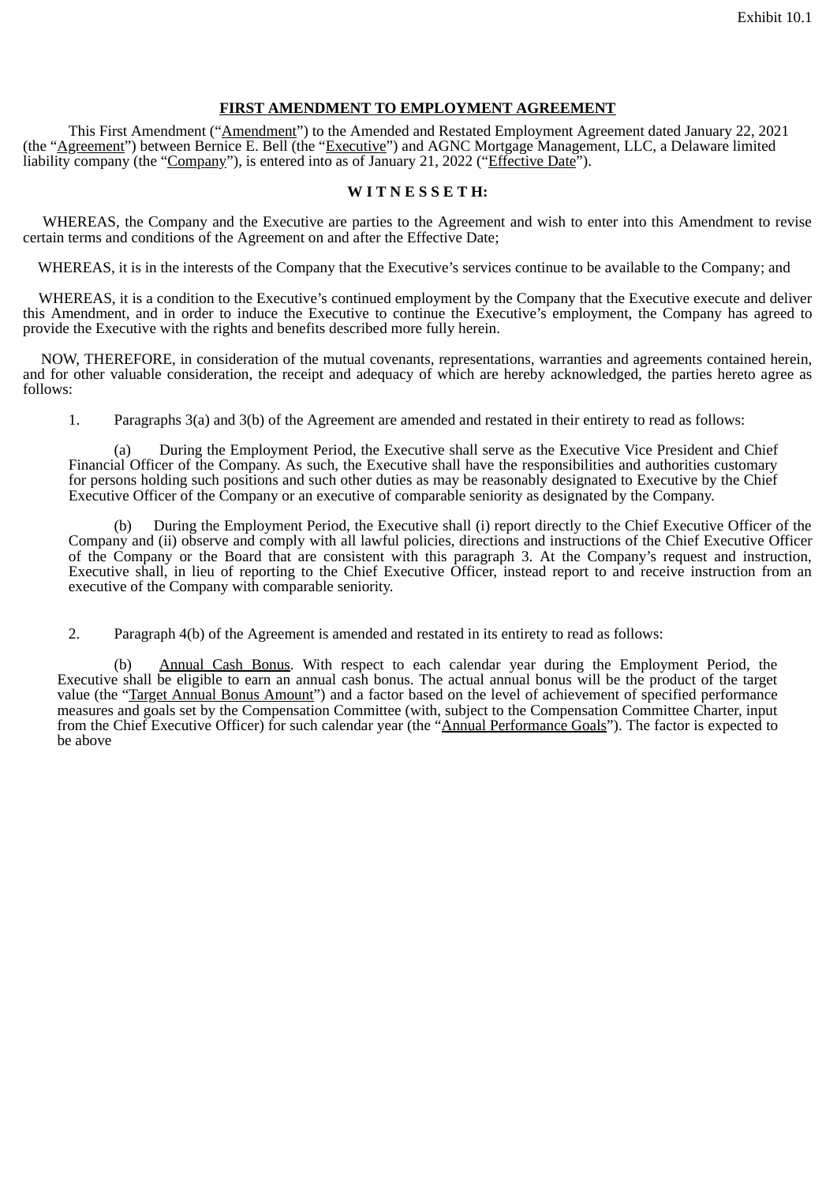Exhibit 10.1

**FIRST AMENDMENT TO EMPLOYMENT AGREEMENT**

This First Amendment ("Amendment") to the Amended and Restated Employment Agreement dated January 22, 2021 (the "Agreement") between Bernice E. Bell (the "Executive") and AGNC Mortgage Management, LLC, a Delaware limited liability company (the "Company"), is entered into as of January 21, 2022 ("Effective Date").

**W I T N E S S E T H:**

WHEREAS, the Company and the Executive are parties to the Agreement and wish to enter into this Amendment to revise certain terms and conditions of the Agreement on and after the Effective Date;

WHEREAS, it is in the interests of the Company that the Executive's services continue to be available to the Company; and

WHEREAS, it is a condition to the Executive's continued employment by the Company that the Executive execute and deliver this Amendment, and in order to induce the Executive to continue the Executive's employment, the Company has agreed to provide the Executive with the rights and benefits described more fully herein.

NOW, THEREFORE, in consideration of the mutual covenants, representations, warranties and agreements contained herein, and for other valuable consideration, the receipt and adequacy of which are hereby acknowledged, the parties hereto agree as follows:

1. Paragraphs 3(a) and 3(b) of the Agreement are amended and restated in their entirety to read as follows:

(a) During the Employment Period, the Executive shall serve as the Executive Vice President and Chief Financial Officer of the Company. As such, the Executive shall have the responsibilities and authorities customary for persons holding such positions and such other duties as may be reasonably designated to Executive by the Chief Executive Officer of the Company or an executive of comparable seniority as designated by the Company.

(b) During the Employment Period, the Executive shall (i) report directly to the Chief Executive Officer of the Company and (ii) observe and comply with all lawful policies, directions and instructions of the Chief Executive Officer of the Company or the Board that are consistent with this paragraph 3. At the Company's request and instruction, Executive shall, in lieu of reporting to the Chief Executive Officer, instead report to and receive instruction from an executive of the Company with comparable seniority.

2. Paragraph 4(b) of the Agreement is amended and restated in its entirety to read as follows:

(b) Annual Cash Bonus. With respect to each calendar year during the Employment Period, the Executive shall be eligible to earn an annual cash bonus. The actual annual bonus will be the product of the target value (the "Target Annual Bonus Amount") and a factor based on the level of achievement of specified performance measures and goals set by the Compensation Committee (with, subject to the Compensation Committee Charter, input from the Chief Executive Officer) for such calendar year (the "Annual Performance Goals"). The factor is expected to be above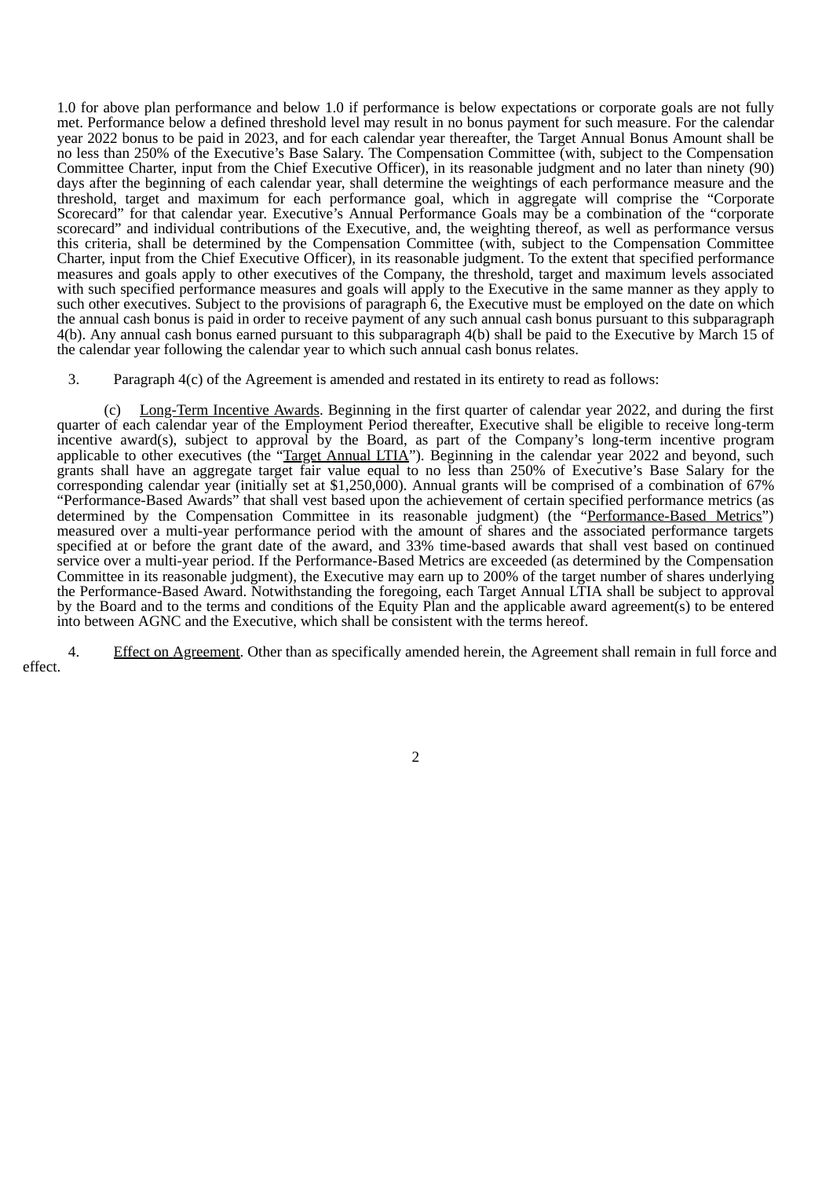1.0 for above plan performance and below 1.0 if performance is below expectations or corporate goals are not fully met. Performance below a defined threshold level may result in no bonus payment for such measure. For the calendar year 2022 bonus to be paid in 2023, and for each calendar year thereafter, the Target Annual Bonus Amount shall be no less than 250% of the Executive's Base Salary. The Compensation Committee (with, subject to the Compensation Committee Charter, input from the Chief Executive Officer), in its reasonable judgment and no later than ninety (90) days after the beginning of each calendar year, shall determine the weightings of each performance measure and the threshold, target and maximum for each performance goal, which in aggregate will comprise the "Corporate Scorecard" for that calendar year. Executive's Annual Performance Goals may be a combination of the "corporate scorecard" and individual contributions of the Executive, and, the weighting thereof, as well as performance versus this criteria, shall be determined by the Compensation Committee (with, subject to the Compensation Committee Charter, input from the Chief Executive Officer), in its reasonable judgment. To the extent that specified performance measures and goals apply to other executives of the Company, the threshold, target and maximum levels associated with such specified performance measures and goals will apply to the Executive in the same manner as they apply to such other executives. Subject to the provisions of paragraph 6, the Executive must be employed on the date on which the annual cash bonus is paid in order to receive payment of any such annual cash bonus pursuant to this subparagraph 4(b). Any annual cash bonus earned pursuant to this subparagraph 4(b) shall be paid to the Executive by March 15 of the calendar year following the calendar year to which such annual cash bonus relates.

3. Paragraph 4(c) of the Agreement is amended and restated in its entirety to read as follows:

(c) Long-Term Incentive Awards. Beginning in the first quarter of calendar year 2022, and during the first quarter of each calendar year of the Employment Period thereafter, Executive shall be eligible to receive long-term incentive award(s), subject to approval by the Board, as part of the Company's long-term incentive program applicable to other executives (the "Target Annual LTIA"). Beginning in the calendar year 2022 and beyond, such grants shall have an aggregate target fair value equal to no less than 250% of Executive's Base Salary for the corresponding calendar year (initially set at $1,250,000). Annual grants will be comprised of a combination of 67% "Performance-Based Awards" that shall vest based upon the achievement of certain specified performance metrics (as determined by the Compensation Committee in its reasonable judgment) (the "Performance-Based Metrics") measured over a multi-year performance period with the amount of shares and the associated performance targets specified at or before the grant date of the award, and 33% time-based awards that shall vest based on continued service over a multi-year period. If the Performance-Based Metrics are exceeded (as determined by the Compensation Committee in its reasonable judgment), the Executive may earn up to 200% of the target number of shares underlying the Performance-Based Award. Notwithstanding the foregoing, each Target Annual LTIA shall be subject to approval by the Board and to the terms and conditions of the Equity Plan and the applicable award agreement(s) to be entered into between AGNC and the Executive, which shall be consistent with the terms hereof.

4. Effect on Agreement. Other than as specifically amended herein, the Agreement shall remain in full force and effect.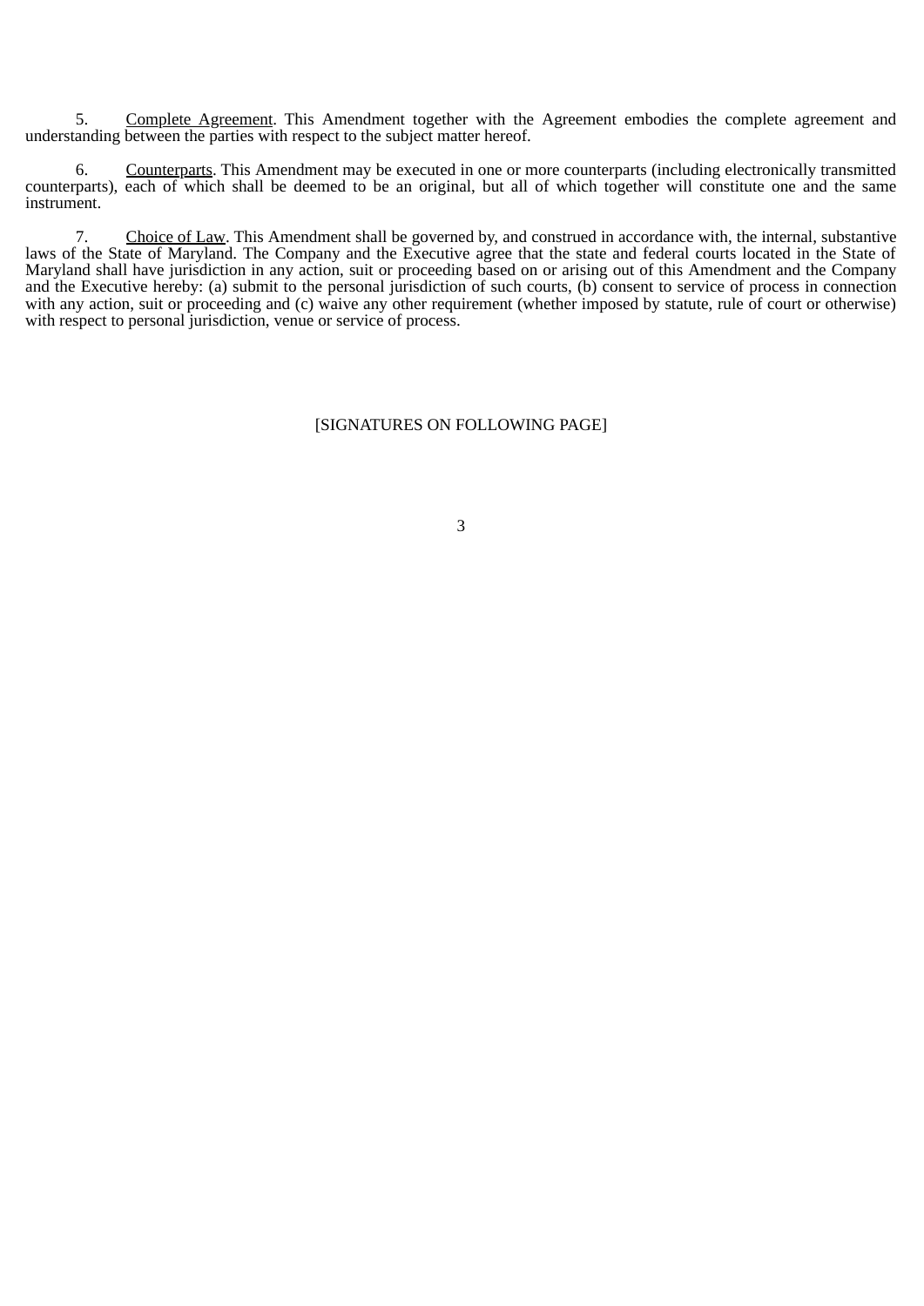5. Complete Agreement. This Amendment together with the Agreement embodies the complete agreement and understanding between the parties with respect to the subject matter hereof.

6. Counterparts. This Amendment may be executed in one or more counterparts (including electronically transmitted counterparts), each of which shall be deemed to be an original, but all of which together will constitute one and the same instrument.

7. Choice of Law. This Amendment shall be governed by, and construed in accordance with, the internal, substantive laws of the State of Maryland. The Company and the Executive agree that the state and federal courts located in the State of Maryland shall have jurisdiction in any action, suit or proceeding based on or arising out of this Amendment and the Company and the Executive hereby: (a) submit to the personal jurisdiction of such courts, (b) consent to service of process in connection with any action, suit or proceeding and (c) waive any other requirement (whether imposed by statute, rule of court or otherwise) with respect to personal jurisdiction, venue or service of process.

[SIGNATURES ON FOLLOWING PAGE]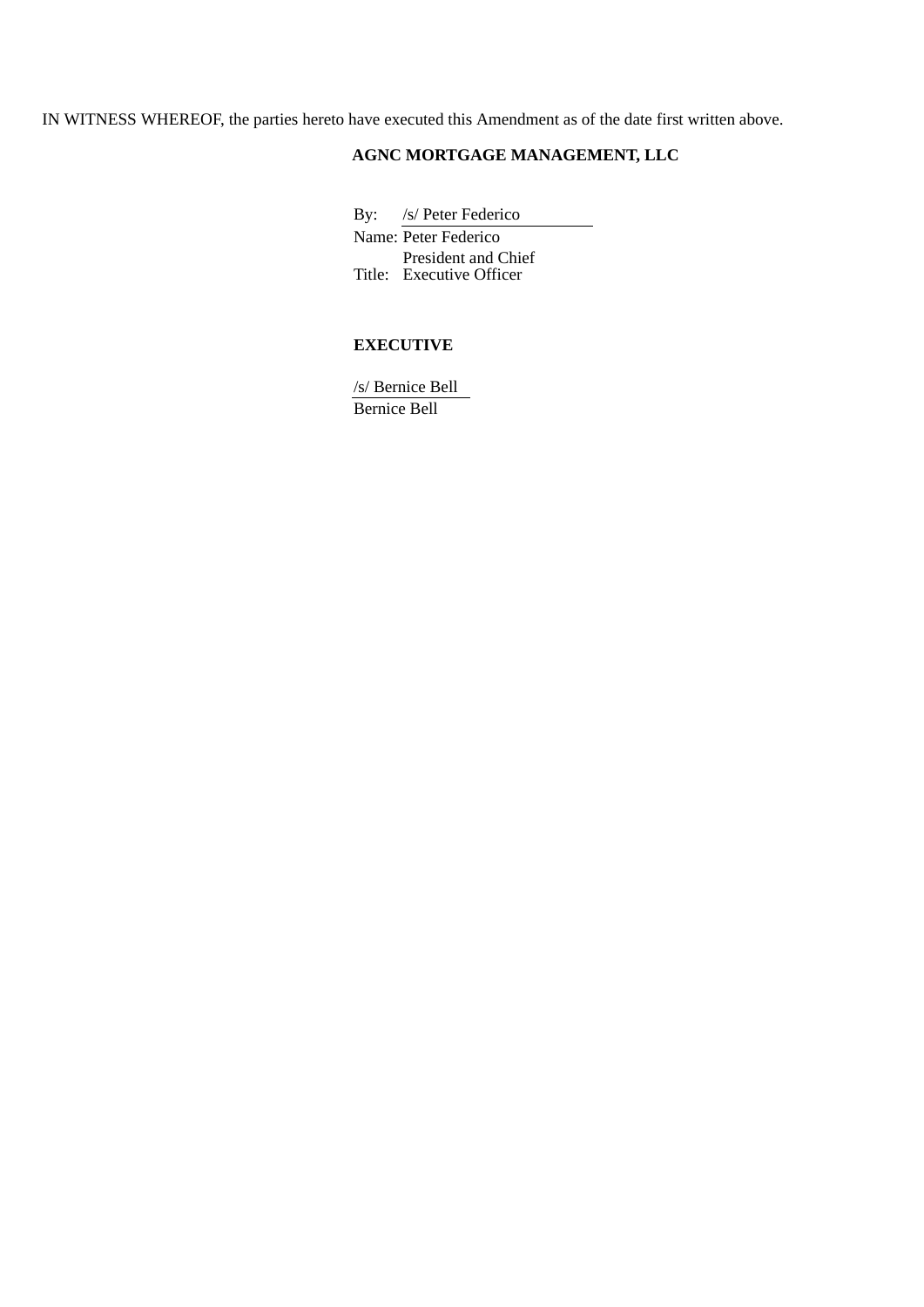IN WITNESS WHEREOF, the parties hereto have executed this Amendment as of the date first written above.

**AGNC MORTGAGE MANAGEMENT, LLC**

By: /s/ Peter Federico
Name: Peter Federico
Title: President and Chief Executive Officer

**EXECUTIVE**

/s/ Bernice Bell
Bernice Bell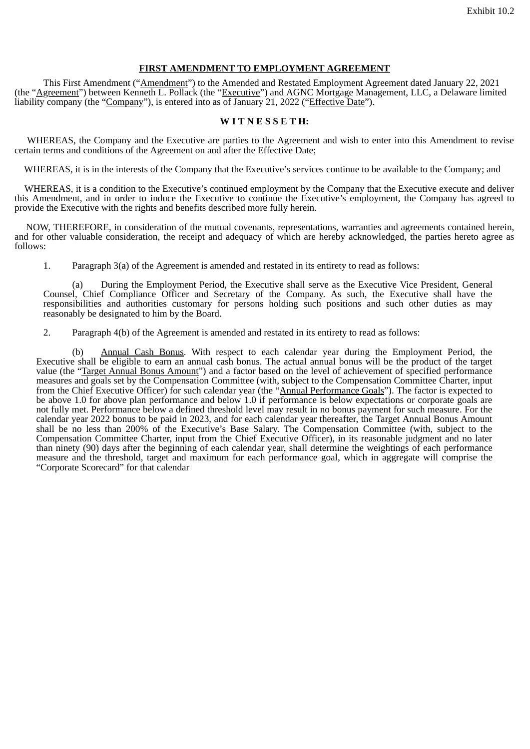Exhibit 10.2

**FIRST AMENDMENT TO EMPLOYMENT AGREEMENT**

This First Amendment ("Amendment") to the Amended and Restated Employment Agreement dated January 22, 2021 (the "Agreement") between Kenneth L. Pollack (the "Executive") and AGNC Mortgage Management, LLC, a Delaware limited liability company (the "Company"), is entered into as of January 21, 2022 ("Effective Date").

**W I T N E S S E T H:**

WHEREAS, the Company and the Executive are parties to the Agreement and wish to enter into this Amendment to revise certain terms and conditions of the Agreement on and after the Effective Date;

WHEREAS, it is in the interests of the Company that the Executive's services continue to be available to the Company; and

WHEREAS, it is a condition to the Executive's continued employment by the Company that the Executive execute and deliver this Amendment, and in order to induce the Executive to continue the Executive's employment, the Company has agreed to provide the Executive with the rights and benefits described more fully herein.

NOW, THEREFORE, in consideration of the mutual covenants, representations, warranties and agreements contained herein, and for other valuable consideration, the receipt and adequacy of which are hereby acknowledged, the parties hereto agree as follows:

1. Paragraph 3(a) of the Agreement is amended and restated in its entirety to read as follows:

(a) During the Employment Period, the Executive shall serve as the Executive Vice President, General Counsel, Chief Compliance Officer and Secretary of the Company. As such, the Executive shall have the responsibilities and authorities customary for persons holding such positions and such other duties as may reasonably be designated to him by the Board.

2. Paragraph 4(b) of the Agreement is amended and restated in its entirety to read as follows:

(b) Annual Cash Bonus. With respect to each calendar year during the Employment Period, the Executive shall be eligible to earn an annual cash bonus. The actual annual bonus will be the product of the target value (the "Target Annual Bonus Amount") and a factor based on the level of achievement of specified performance measures and goals set by the Compensation Committee (with, subject to the Compensation Committee Charter, input from the Chief Executive Officer) for such calendar year (the "Annual Performance Goals"). The factor is expected to be above 1.0 for above plan performance and below 1.0 if performance is below expectations or corporate goals are not fully met. Performance below a defined threshold level may result in no bonus payment for such measure. For the calendar year 2022 bonus to be paid in 2023, and for each calendar year thereafter, the Target Annual Bonus Amount shall be no less than 200% of the Executive's Base Salary. The Compensation Committee (with, subject to the Compensation Committee Charter, input from the Chief Executive Officer), in its reasonable judgment and no later than ninety (90) days after the beginning of each calendar year, shall determine the weightings of each performance measure and the threshold, target and maximum for each performance goal, which in aggregate will comprise the "Corporate Scorecard" for that calendar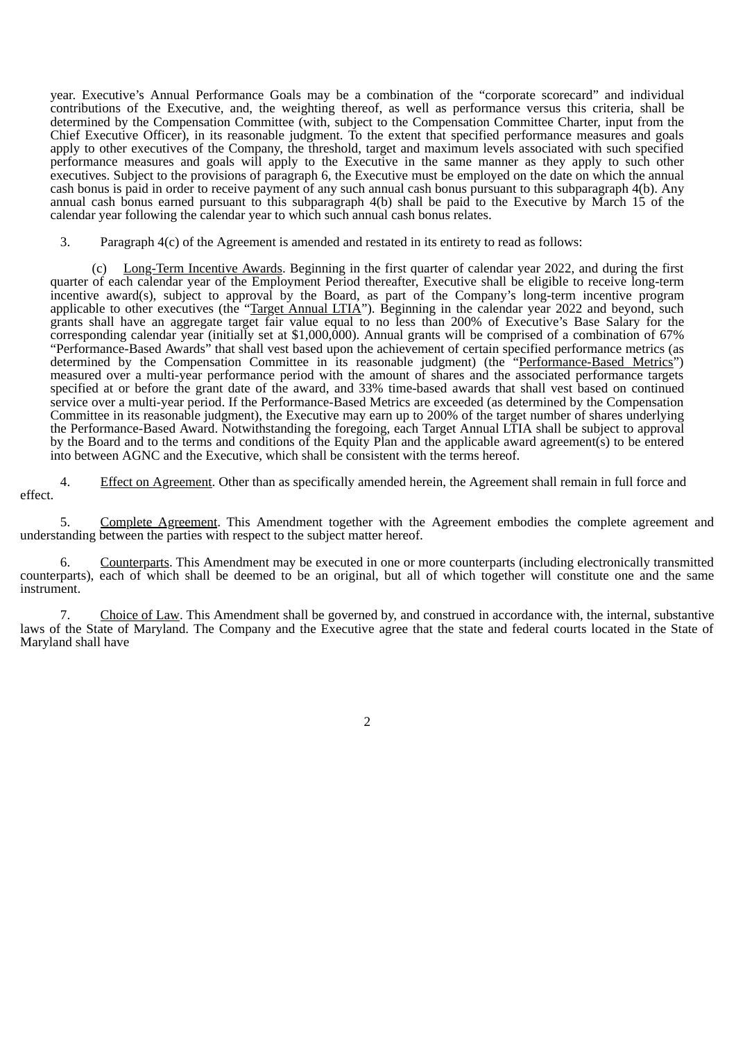year. Executive's Annual Performance Goals may be a combination of the "corporate scorecard" and individual contributions of the Executive, and, the weighting thereof, as well as performance versus this criteria, shall be determined by the Compensation Committee (with, subject to the Compensation Committee Charter, input from the Chief Executive Officer), in its reasonable judgment. To the extent that specified performance measures and goals apply to other executives of the Company, the threshold, target and maximum levels associated with such specified performance measures and goals will apply to the Executive in the same manner as they apply to such other executives. Subject to the provisions of paragraph 6, the Executive must be employed on the date on which the annual cash bonus is paid in order to receive payment of any such annual cash bonus pursuant to this subparagraph 4(b). Any annual cash bonus earned pursuant to this subparagraph 4(b) shall be paid to the Executive by March 15 of the calendar year following the calendar year to which such annual cash bonus relates.

3. Paragraph 4(c) of the Agreement is amended and restated in its entirety to read as follows:

(c) Long-Term Incentive Awards. Beginning in the first quarter of calendar year 2022, and during the first quarter of each calendar year of the Employment Period thereafter, Executive shall be eligible to receive long-term incentive award(s), subject to approval by the Board, as part of the Company's long-term incentive program applicable to other executives (the "Target Annual LTIA"). Beginning in the calendar year 2022 and beyond, such grants shall have an aggregate target fair value equal to no less than 200% of Executive's Base Salary for the corresponding calendar year (initially set at $1,000,000). Annual grants will be comprised of a combination of 67% "Performance-Based Awards" that shall vest based upon the achievement of certain specified performance metrics (as determined by the Compensation Committee in its reasonable judgment) (the "Performance-Based Metrics") measured over a multi-year performance period with the amount of shares and the associated performance targets specified at or before the grant date of the award, and 33% time-based awards that shall vest based on continued service over a multi-year period. If the Performance-Based Metrics are exceeded (as determined by the Compensation Committee in its reasonable judgment), the Executive may earn up to 200% of the target number of shares underlying the Performance-Based Award. Notwithstanding the foregoing, each Target Annual LTIA shall be subject to approval by the Board and to the terms and conditions of the Equity Plan and the applicable award agreement(s) to be entered into between AGNC and the Executive, which shall be consistent with the terms hereof.

4. Effect on Agreement. Other than as specifically amended herein, the Agreement shall remain in full force and effect.

5. Complete Agreement. This Amendment together with the Agreement embodies the complete agreement and understanding between the parties with respect to the subject matter hereof.

6. Counterparts. This Amendment may be executed in one or more counterparts (including electronically transmitted counterparts), each of which shall be deemed to be an original, but all of which together will constitute one and the same instrument.

7. Choice of Law. This Amendment shall be governed by, and construed in accordance with, the internal, substantive laws of the State of Maryland. The Company and the Executive agree that the state and federal courts located in the State of Maryland shall have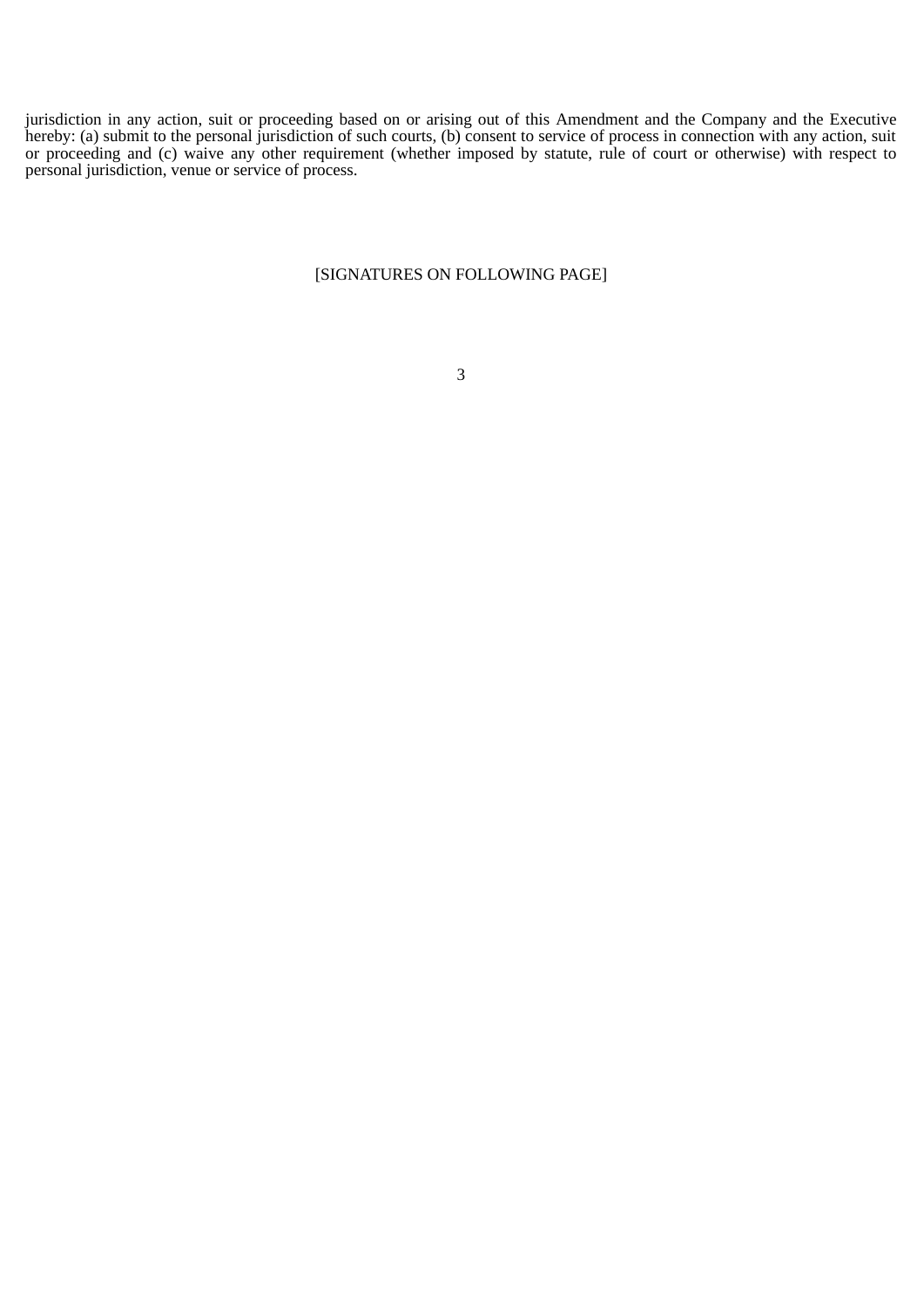jurisdiction in any action, suit or proceeding based on or arising out of this Amendment and the Company and the Executive hereby: (a) submit to the personal jurisdiction of such courts, (b) consent to service of process in connection with any action, suit or proceeding and (c) waive any other requirement (whether imposed by statute, rule of court or otherwise) with respect to personal jurisdiction, venue or service of process.

[SIGNATURES ON FOLLOWING PAGE]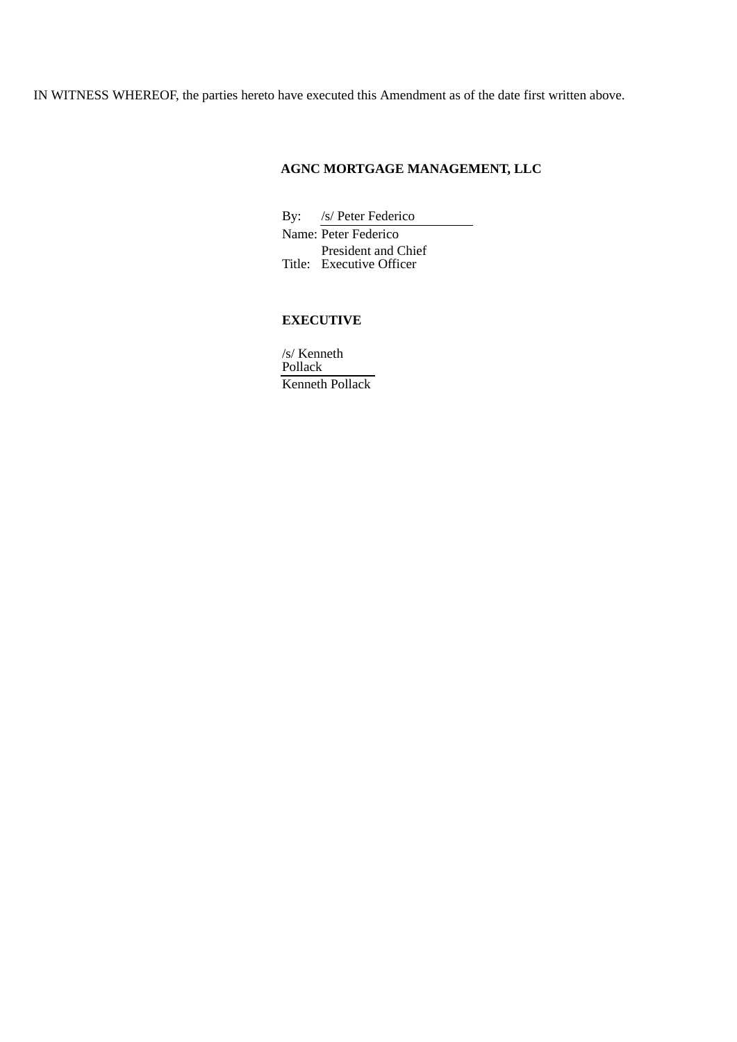IN WITNESS WHEREOF, the parties hereto have executed this Amendment as of the date first written above.

**AGNC MORTGAGE MANAGEMENT, LLC**

By: /s/ Peter Federico

Name: Peter Federico

Title: President and Chief Executive Officer

**EXECUTIVE**

/s/ Kenneth Pollack

Kenneth Pollack